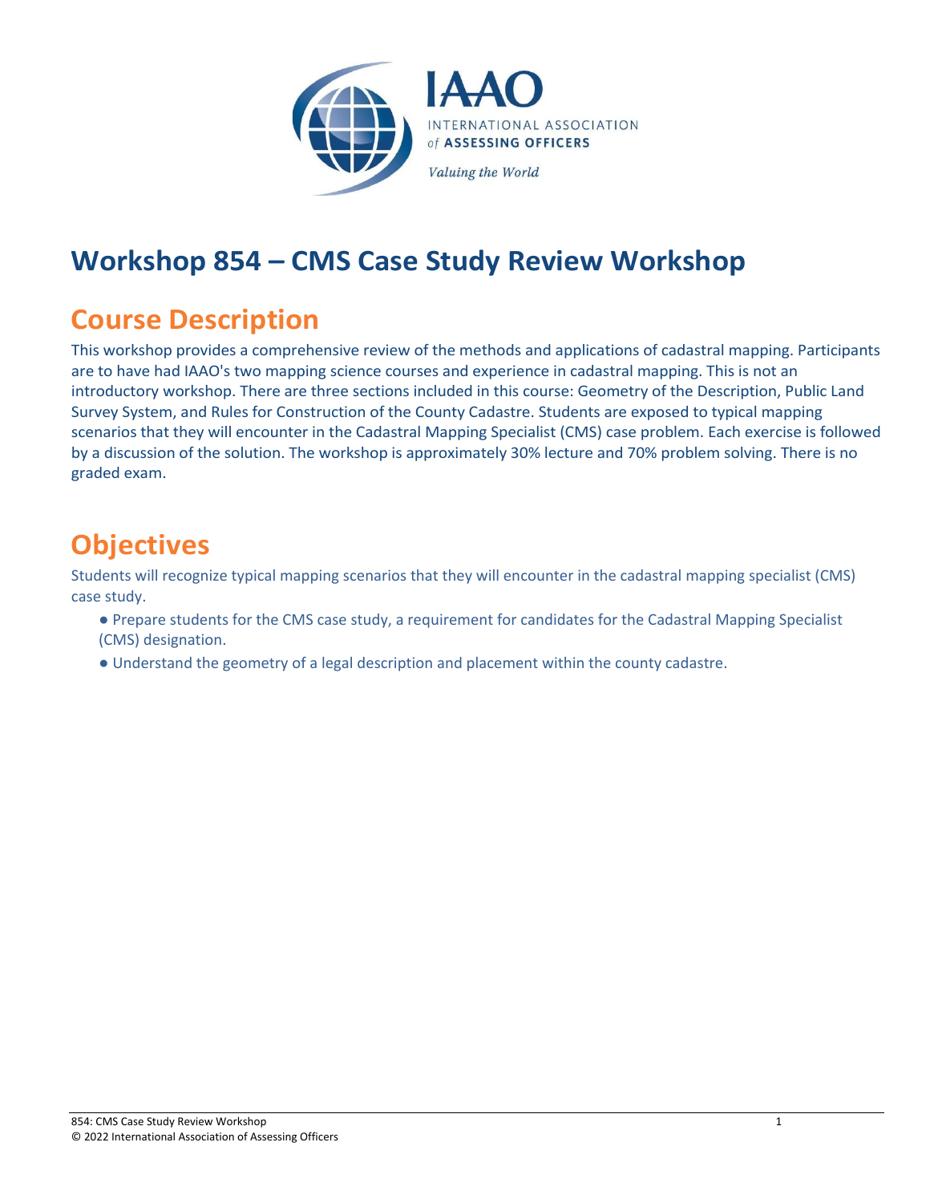# Workshop 854 – CMS Case Study Review Workshop

## Course Description

This workshop provides a comprehensive review of the methods and applications of cadastral mapping. Participants are to have had IAAO's two mapping science courses and experience in cadastral mapping. This is not an introductory workshop. There are three sections included in this course: Geometry of the Description, Public Land Survey System, and Rules for Construction of the County Cadastre. Students are exposed to typical mapping scenarios that they will encounter in the Cadastral Mapping Specialist (CMS) case problem. Each exercise is followed by a discussion of the solution. The workshop is approximately 30% lecture and 70% problem solving. There is no graded exam.

## Objectives

Students will recognize typical mapping scenarios that they will encounter in the cadastral mapping specialist (CMS) case study.

- Prepare students for the CMS case study, a requirement for candidates for the Cadastral Mapping Specialist (CMS) designation.
- Understand the geometry of a legal description and placement within the county cadastre.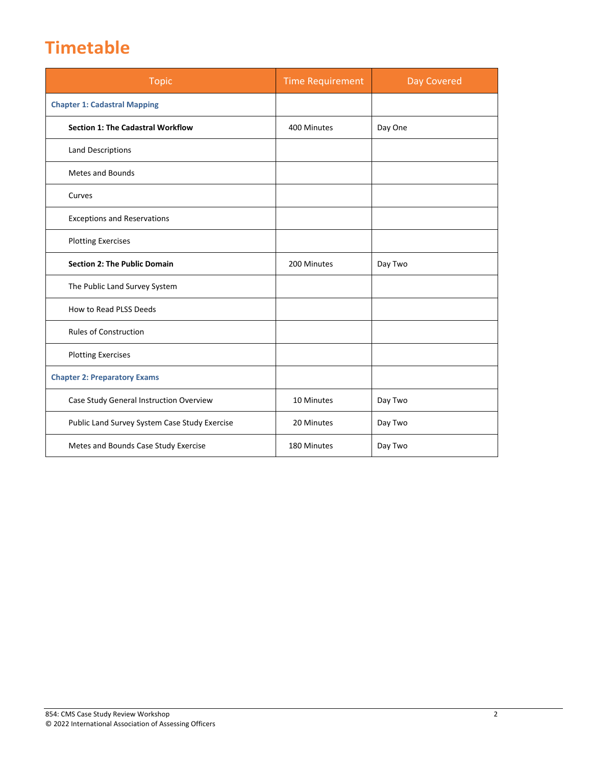# Timetable

| Topic | Time Requirement | Day Covered |
|---|---|---|
| **Chapter 1: Cadastral Mapping** | | |
| **Section 1: The Cadastral Workflow** | 400 Minutes | Day One |
| Land Descriptions | | |
| Metes and Bounds | | |
| Curves | | |
| Exceptions and Reservations | | |
| Plotting Exercises | | |
| **Section 2: The Public Domain** | 200 Minutes | Day Two |
| The Public Land Survey System | | |
| How to Read PLSS Deeds | | |
| Rules of Construction | | |
| Plotting Exercises | | |
| **Chapter 2: Preparatory Exams** | | |
| Case Study General Instruction Overview | 10 Minutes | Day Two |
| Public Land Survey System Case Study Exercise | 20 Minutes | Day Two |
| Metes and Bounds Case Study Exercise | 180 Minutes | Day Two |